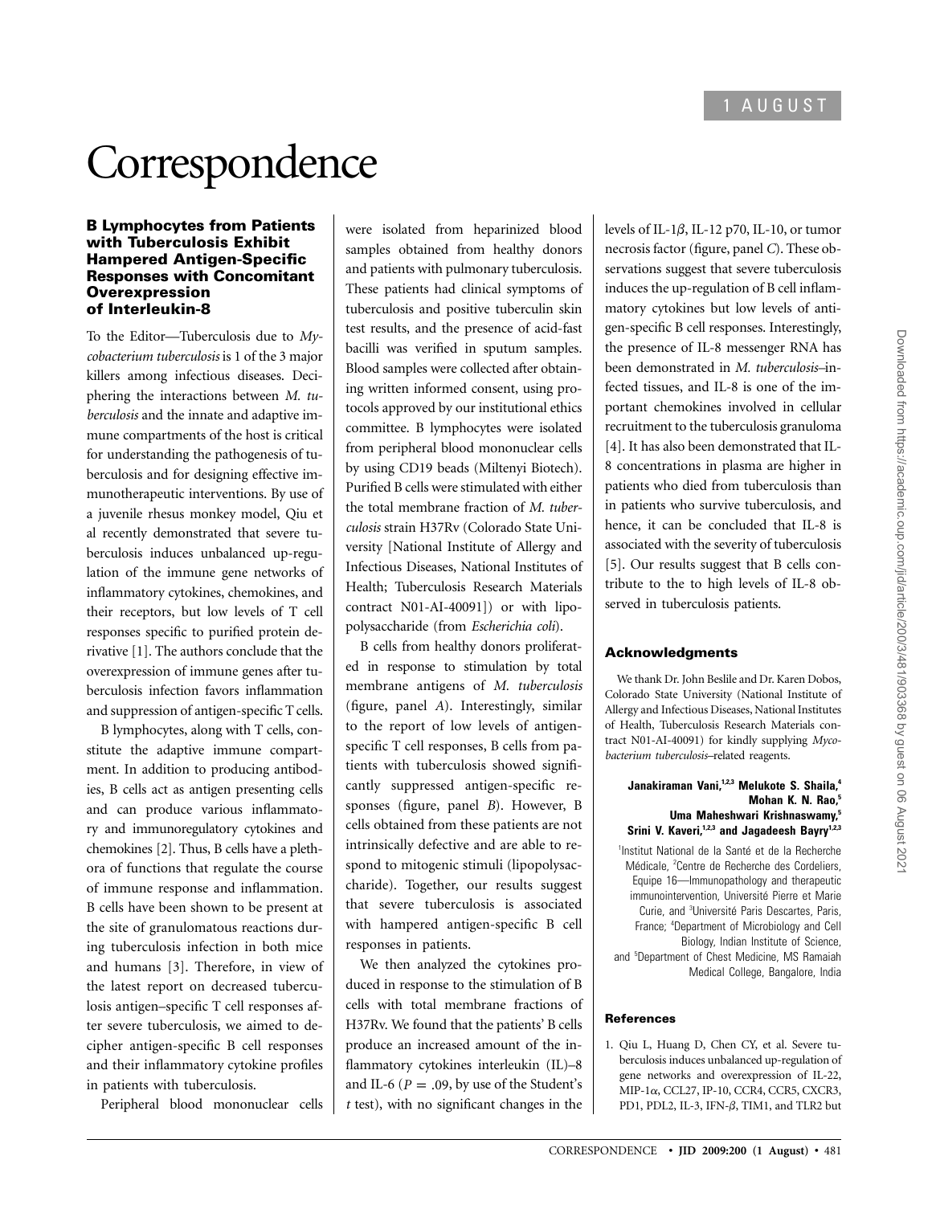# Correspondence

### B Lymphocytes from Patients with Tuberculosis Exhibit Hampered Antigen-Specific Responses with Concomitant Overexpression of Interleukin-8

To the Editor—Tuberculosis due to *Mycobacterium tuberculosis* is 1 of the 3 major killers among infectious diseases. Deciphering the interactions between *M. tuberculosis* and the innate and adaptive immune compartments of the host is critical for understanding the pathogenesis of tuberculosis and for designing effective immunotherapeutic interventions. By use of a juvenile rhesus monkey model, Qiu et al recently demonstrated that severe tuberculosis induces unbalanced up-regulation of the immune gene networks of inflammatory cytokines, chemokines, and their receptors, but low levels of T cell responses specific to purified protein derivative [1]. The authors conclude that the overexpression of immune genes after tuberculosis infection favors inflammation and suppression of antigen-specific T cells.

B lymphocytes, along with T cells, constitute the adaptive immune compartment. In addition to producing antibodies, B cells act as antigen presenting cells and can produce various inflammatory and immunoregulatory cytokines and chemokines [2]. Thus, B cells have a plethora of functions that regulate the course of immune response and inflammation. B cells have been shown to be present at the site of granulomatous reactions during tuberculosis infection in both mice and humans [3]. Therefore, in view of the latest report on decreased tuberculosis antigen–specific T cell responses after severe tuberculosis, we aimed to decipher antigen-specific B cell responses and their inflammatory cytokine profiles in patients with tuberculosis.

Peripheral blood mononuclear cells were isolated from heparinized blood samples obtained from healthy donors and patients with pulmonary tuberculosis. These patients had clinical symptoms of tuberculosis and positive tuberculin skin test results, and the presence of acid-fast bacilli was verified in sputum samples. Blood samples were collected after obtaining written informed consent, using protocols approved by our institutional ethics committee. B lymphocytes were isolated from peripheral blood mononuclear cells by using CD19 beads (Miltenyi Biotech). Purified B cells were stimulated with either the total membrane fraction of *M. tuberculosis* strain H37Rv (Colorado State University [National Institute of Allergy and Infectious Diseases, National Institutes of Health; Tuberculosis Research Materials contract N01-AI-40091]) or with lipopolysaccharide (from *Escherichia coli*).

B cells from healthy donors proliferated in response to stimulation by total membrane antigens of *M. tuberculosis* (figure, panel *A*). Interestingly, similar to the report of low levels of antigen-specific T cell responses, B cells from patients with tuberculosis showed significantly suppressed antigen-specific responses (figure, panel *B*). However, B cells obtained from these patients are not intrinsically defective and are able to respond to mitogenic stimuli (lipopolysaccharide). Together, our results suggest that severe tuberculosis is associated with hampered antigen-specific B cell responses in patients.

We then analyzed the cytokines produced in response to the stimulation of B cells with total membrane fractions of H37Rv. We found that the patients' B cells produce an increased amount of the inflammatory cytokines interleukin (IL)–8 and IL-6 ($P = .09$, by use of the Student's *t* test), with no significant changes in the levels of IL-1$\beta$, IL-12 p70, IL-10, or tumor necrosis factor (figure, panel *C*). These observations suggest that severe tuberculosis induces the up-regulation of B cell inflammatory cytokines but low levels of antigen-specific B cell responses. Interestingly, the presence of IL-8 messenger RNA has been demonstrated in *M. tuberculosis*–infected tissues, and IL-8 is one of the important chemokines involved in cellular recruitment to the tuberculosis granuloma [4]. It has also been demonstrated that IL-8 concentrations in plasma are higher in patients who died from tuberculosis than in patients who survive tuberculosis, and hence, it can be concluded that IL-8 is associated with the severity of tuberculosis [5]. Our results suggest that B cells contribute to the to high levels of IL-8 observed in tuberculosis patients.

### Acknowledgments

We thank Dr. John Beslile and Dr. Karen Dobos, Colorado State University (National Institute of Allergy and Infectious Diseases, National Institutes of Health, Tuberculosis Research Materials contract N01-AI-40091) for kindly supplying *Mycobacterium tuberculosis*–related reagents.

**Janakiraman Vani,[1,2,3] Melukote S. Shaila,[4] Mohan K. N. Rao,[5] Uma Maheshwari Krishnaswamy,[5] Srini V. Kaveri,[1,2,3] and Jagadeesh Bayry[1,2,3]**

[1]Institut National de la Santé et de la Recherche Médicale, [2]Centre de Recherche des Cordeliers, Equipe 16—Immunopathology and therapeutic immunointervention, Université Pierre et Marie Curie, and [3]Université Paris Descartes, Paris, France; [4]Department of Microbiology and Cell Biology, Indian Institute of Science, and [5]Department of Chest Medicine, MS Ramaiah Medical College, Bangalore, India

### References

1. Qiu L, Huang D, Chen CY, et al. Severe tuberculosis induces unbalanced up-regulation of gene networks and overexpression of IL-22, MIP-1$\alpha$, CCL27, IP-10, CCR4, CCR5, CXCR3, PD1, PDL2, IL-3, IFN-$\beta$, TIM1, and TLR2 but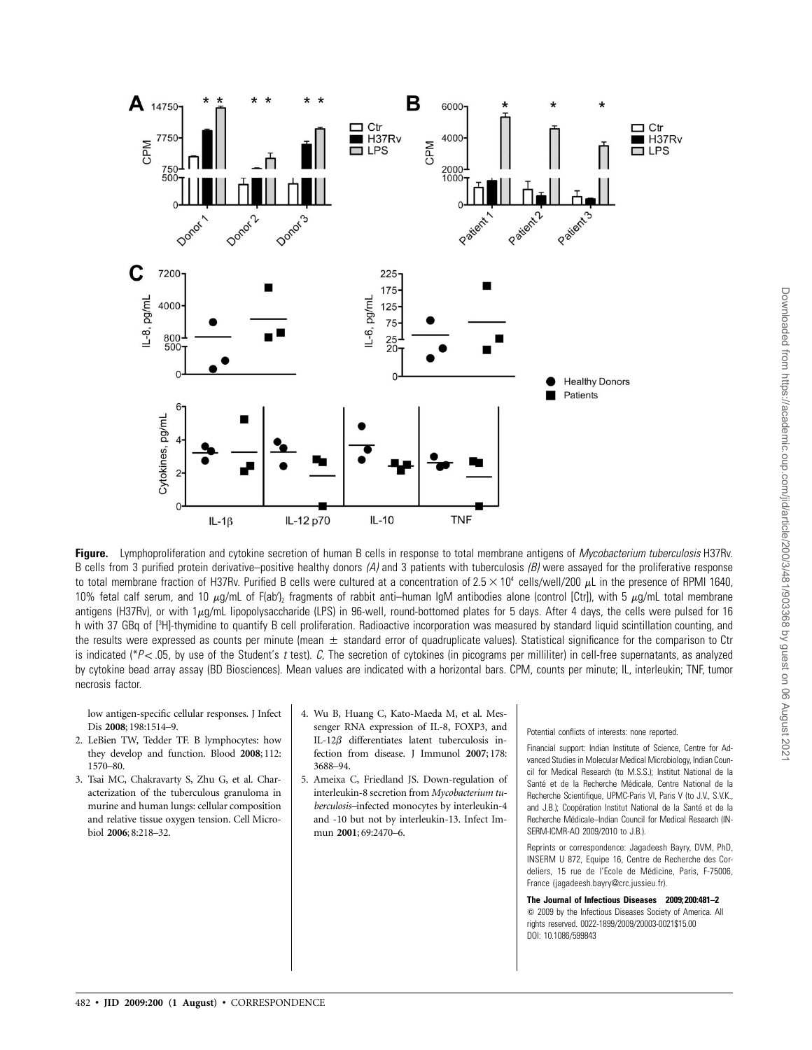A

14750
7750
750
500
0

CPM

* * * * * *

Donor 1
Donor 2
Donor 3

Ctr
H37Rv
LPS

B

6000
4000
2000
1000
0

CPM

* * *

Patient 1
Patient 2
Patient 3

Ctr
H37Rv
LPS

C

7200
4000
800
500
0

IL-8, pg/mL

225
175
125
75
25
20
0

IL-6, pg/mL

Healthy Donors
Patients

6
4
2
0

Cytokines, pg/mL

IL-1β
IL-12 p70
IL-10
TNF

**Figure.** Lymphoproliferation and cytokine secretion of human B cells in response to total membrane antigens of *Mycobacterium tuberculosis* H37Rv. B cells from 3 purified protein derivative–positive healthy donors *(A)* and 3 patients with tuberculosis *(B)* were assayed for the proliferative response to total membrane fraction of H37Rv. Purified B cells were cultured at a concentration of $2.5 \times 10^4$ cells/well/200 $\mu$L in the presence of RPMI 1640, 10% fetal calf serum, and 10 $\mu$g/mL of F(ab')$_2$ fragments of rabbit anti–human IgM antibodies alone (control [Ctr]), with 5 $\mu$g/mL total membrane antigens (H37Rv), or with 1$\mu$g/mL lipopolysaccharide (LPS) in 96-well, round-bottomed plates for 5 days. After 4 days, the cells were pulsed for 16 h with 37 GBq of [$^3$H]-thymidine to quantify B cell proliferation. Radioactive incorporation was measured by standard liquid scintillation counting, and the results were expressed as counts per minute (mean ± standard error of quadruplicate values). Statistical significance for the comparison to Ctr is indicated (*$P < .05$, by use of the Student's $t$ test). *C*, The secretion of cytokines (in picograms per milliliter) in cell-free supernatants, as analyzed by cytokine bead array assay (BD Biosciences). Mean values are indicated with a horizontal bars. CPM, counts per minute; IL, interleukin; TNF, tumor necrosis factor.

low antigen-specific cellular responses. J Infect Dis **2008**; 198:1514–9.

2. LeBien TW, Tedder TF. B lymphocytes: how they develop and function. Blood **2008**; 112: 1570–80.
3. Tsai MC, Chakravarty S, Zhu G, et al. Characterization of the tuberculous granuloma in murine and human lungs: cellular composition and relative tissue oxygen tension. Cell Microbiol **2006**; 8:218–32.
4. Wu B, Huang C, Kato-Maeda M, et al. Messenger RNA expression of IL-8, FOXP3, and IL-12$\beta$ differentiates latent tuberculosis infection from disease. J Immunol **2007**; 178: 3688–94.
5. Ameixa C, Friedland JS. Down-regulation of interleukin-8 secretion from *Mycobacterium tuberculosis*–infected monocytes by interleukin-4 and -10 but not by interleukin-13. Infect Immun **2001**; 69:2470–6.

Potential conflicts of interests: none reported.

Financial support: Indian Institute of Science, Centre for Advanced Studies in Molecular Medical Microbiology, Indian Council for Medical Research (to M.S.S.); Institut National de la Santé et de la Recherche Médicale, Centre National de la Recherche Scientifique, UPMC-Paris VI, Paris V (to J.V., S.V.K., and J.B.); Coopération Institut National de la Santé et de la Recherche Médicale–Indian Council for Medical Research (INSERM-ICMR-AO 2009/2010 to J.B.).

Reprints or correspondence: Jagadeesh Bayry, DVM, PhD, INSERM U 872, Equipe 16, Centre de Recherche des Cordeliers, 15 rue de l'Ecole de Médicine, Paris, F-75006, France (jagadeesh.bayry@crc.jussieu.fr).

**The Journal of Infectious Diseases 2009; 200:481–2**
© 2009 by the Infectious Diseases Society of America. All rights reserved. 0022-1899/2009/20003-0021$15.00
DOI: 10.1086/599843